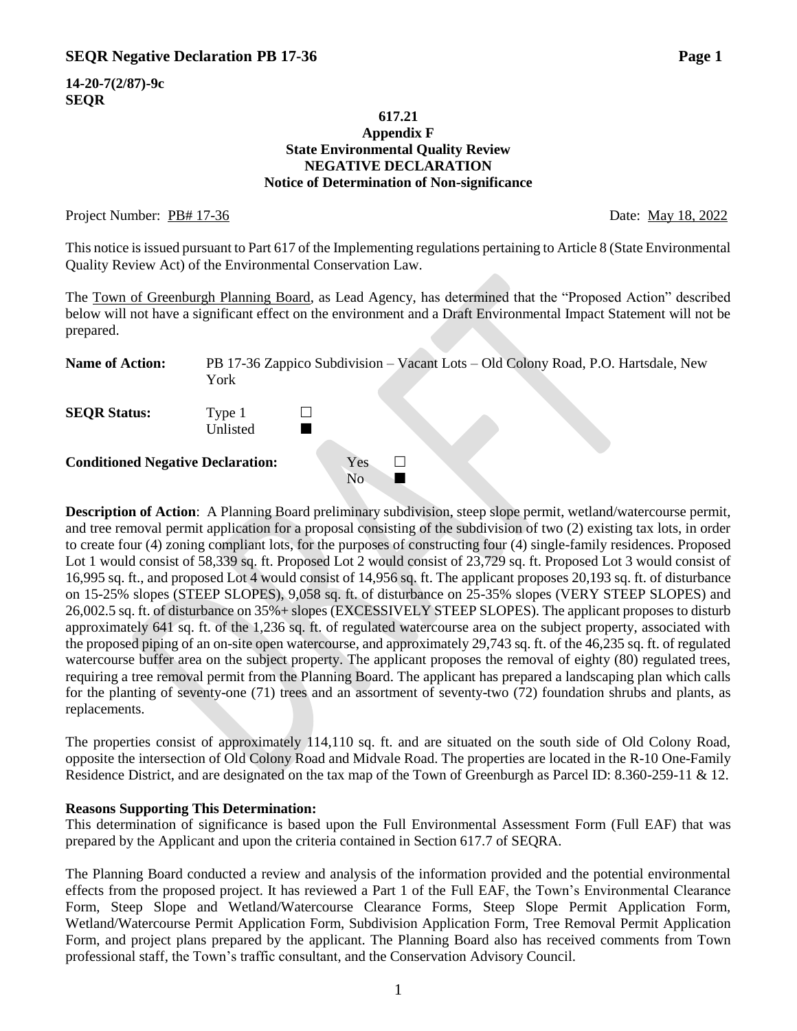**14-20-7(2/87)-9c**
**SEQR**

**617.21**
**Appendix F**
**State Environmental Quality Review**
**NEGATIVE DECLARATION**
**Notice of Determination of Non-significance**

Project Number: PB# 17-36 Date: May 18, 2022

This notice is issued pursuant to Part 617 of the Implementing regulations pertaining to Article 8 (State Environmental Quality Review Act) of the Environmental Conservation Law.

The Town of Greenburgh Planning Board, as Lead Agency, has determined that the "Proposed Action" described below will not have a significant effect on the environment and a Draft Environmental Impact Statement will not be prepared.

**Name of Action:** PB 17-36 Zappico Subdivision – Vacant Lots – Old Colony Road, P.O. Hartsdale, New York

**SEQR Status:** Type 1 ☐
Unlisted ■

**Conditioned Negative Declaration:** Yes ☐
No ■

**Description of Action**: A Planning Board preliminary subdivision, steep slope permit, wetland/watercourse permit, and tree removal permit application for a proposal consisting of the subdivision of two (2) existing tax lots, in order to create four (4) zoning compliant lots, for the purposes of constructing four (4) single-family residences. Proposed Lot 1 would consist of 58,339 sq. ft. Proposed Lot 2 would consist of 23,729 sq. ft. Proposed Lot 3 would consist of 16,995 sq. ft., and proposed Lot 4 would consist of 14,956 sq. ft. The applicant proposes 20,193 sq. ft. of disturbance on 15-25% slopes (STEEP SLOPES), 9,058 sq. ft. of disturbance on 25-35% slopes (VERY STEEP SLOPES) and 26,002.5 sq. ft. of disturbance on 35%+ slopes (EXCESSIVELY STEEP SLOPES). The applicant proposes to disturb approximately 641 sq. ft. of the 1,236 sq. ft. of regulated watercourse area on the subject property, associated with the proposed piping of an on-site open watercourse, and approximately 29,743 sq. ft. of the 46,235 sq. ft. of regulated watercourse buffer area on the subject property. The applicant proposes the removal of eighty (80) regulated trees, requiring a tree removal permit from the Planning Board. The applicant has prepared a landscaping plan which calls for the planting of seventy-one (71) trees and an assortment of seventy-two (72) foundation shrubs and plants, as replacements.

The properties consist of approximately 114,110 sq. ft. and are situated on the south side of Old Colony Road, opposite the intersection of Old Colony Road and Midvale Road. The properties are located in the R-10 One-Family Residence District, and are designated on the tax map of the Town of Greenburgh as Parcel ID: 8.360-259-11 & 12.

**Reasons Supporting This Determination:**
This determination of significance is based upon the Full Environmental Assessment Form (Full EAF) that was prepared by the Applicant and upon the criteria contained in Section 617.7 of SEQRA.

The Planning Board conducted a review and analysis of the information provided and the potential environmental effects from the proposed project. It has reviewed a Part 1 of the Full EAF, the Town's Environmental Clearance Form, Steep Slope and Wetland/Watercourse Clearance Forms, Steep Slope Permit Application Form, Wetland/Watercourse Permit Application Form, Subdivision Application Form, Tree Removal Permit Application Form, and project plans prepared by the applicant. The Planning Board also has received comments from Town professional staff, the Town's traffic consultant, and the Conservation Advisory Council.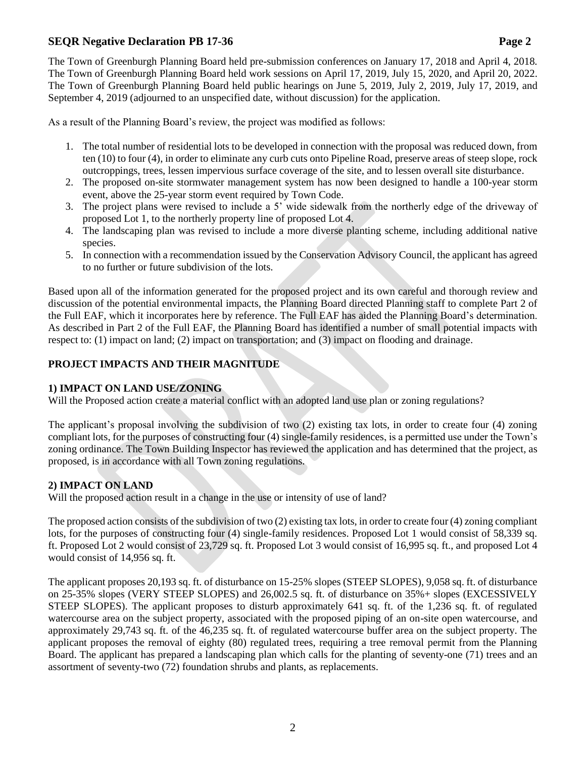The Town of Greenburgh Planning Board held pre-submission conferences on January 17, 2018 and April 4, 2018. The Town of Greenburgh Planning Board held work sessions on April 17, 2019, July 15, 2020, and April 20, 2022. The Town of Greenburgh Planning Board held public hearings on June 5, 2019, July 2, 2019, July 17, 2019, and September 4, 2019 (adjourned to an unspecified date, without discussion) for the application.

As a result of the Planning Board's review, the project was modified as follows:

1. The total number of residential lots to be developed in connection with the proposal was reduced down, from ten (10) to four (4), in order to eliminate any curb cuts onto Pipeline Road, preserve areas of steep slope, rock outcroppings, trees, lessen impervious surface coverage of the site, and to lessen overall site disturbance.
2. The proposed on-site stormwater management system has now been designed to handle a 100-year storm event, above the 25-year storm event required by Town Code.
3. The project plans were revised to include a 5' wide sidewalk from the northerly edge of the driveway of proposed Lot 1, to the northerly property line of proposed Lot 4.
4. The landscaping plan was revised to include a more diverse planting scheme, including additional native species.
5. In connection with a recommendation issued by the Conservation Advisory Council, the applicant has agreed to no further or future subdivision of the lots.

Based upon all of the information generated for the proposed project and its own careful and thorough review and discussion of the potential environmental impacts, the Planning Board directed Planning staff to complete Part 2 of the Full EAF, which it incorporates here by reference. The Full EAF has aided the Planning Board's determination. As described in Part 2 of the Full EAF, the Planning Board has identified a number of small potential impacts with respect to: (1) impact on land; (2) impact on transportation; and (3) impact on flooding and drainage.

## PROJECT IMPACTS AND THEIR MAGNITUDE

### 1) IMPACT ON LAND USE/ZONING

Will the Proposed action create a material conflict with an adopted land use plan or zoning regulations?

The applicant's proposal involving the subdivision of two (2) existing tax lots, in order to create four (4) zoning compliant lots, for the purposes of constructing four (4) single-family residences, is a permitted use under the Town's zoning ordinance. The Town Building Inspector has reviewed the application and has determined that the project, as proposed, is in accordance with all Town zoning regulations.

### 2) IMPACT ON LAND

Will the proposed action result in a change in the use or intensity of use of land?

The proposed action consists of the subdivision of two (2) existing tax lots, in order to create four (4) zoning compliant lots, for the purposes of constructing four (4) single-family residences. Proposed Lot 1 would consist of 58,339 sq. ft. Proposed Lot 2 would consist of 23,729 sq. ft. Proposed Lot 3 would consist of 16,995 sq. ft., and proposed Lot 4 would consist of 14,956 sq. ft.

The applicant proposes 20,193 sq. ft. of disturbance on 15-25% slopes (STEEP SLOPES), 9,058 sq. ft. of disturbance on 25-35% slopes (VERY STEEP SLOPES) and 26,002.5 sq. ft. of disturbance on 35%+ slopes (EXCESSIVELY STEEP SLOPES). The applicant proposes to disturb approximately 641 sq. ft. of the 1,236 sq. ft. of regulated watercourse area on the subject property, associated with the proposed piping of an on-site open watercourse, and approximately 29,743 sq. ft. of the 46,235 sq. ft. of regulated watercourse buffer area on the subject property. The applicant proposes the removal of eighty (80) regulated trees, requiring a tree removal permit from the Planning Board. The applicant has prepared a landscaping plan which calls for the planting of seventy-one (71) trees and an assortment of seventy-two (72) foundation shrubs and plants, as replacements.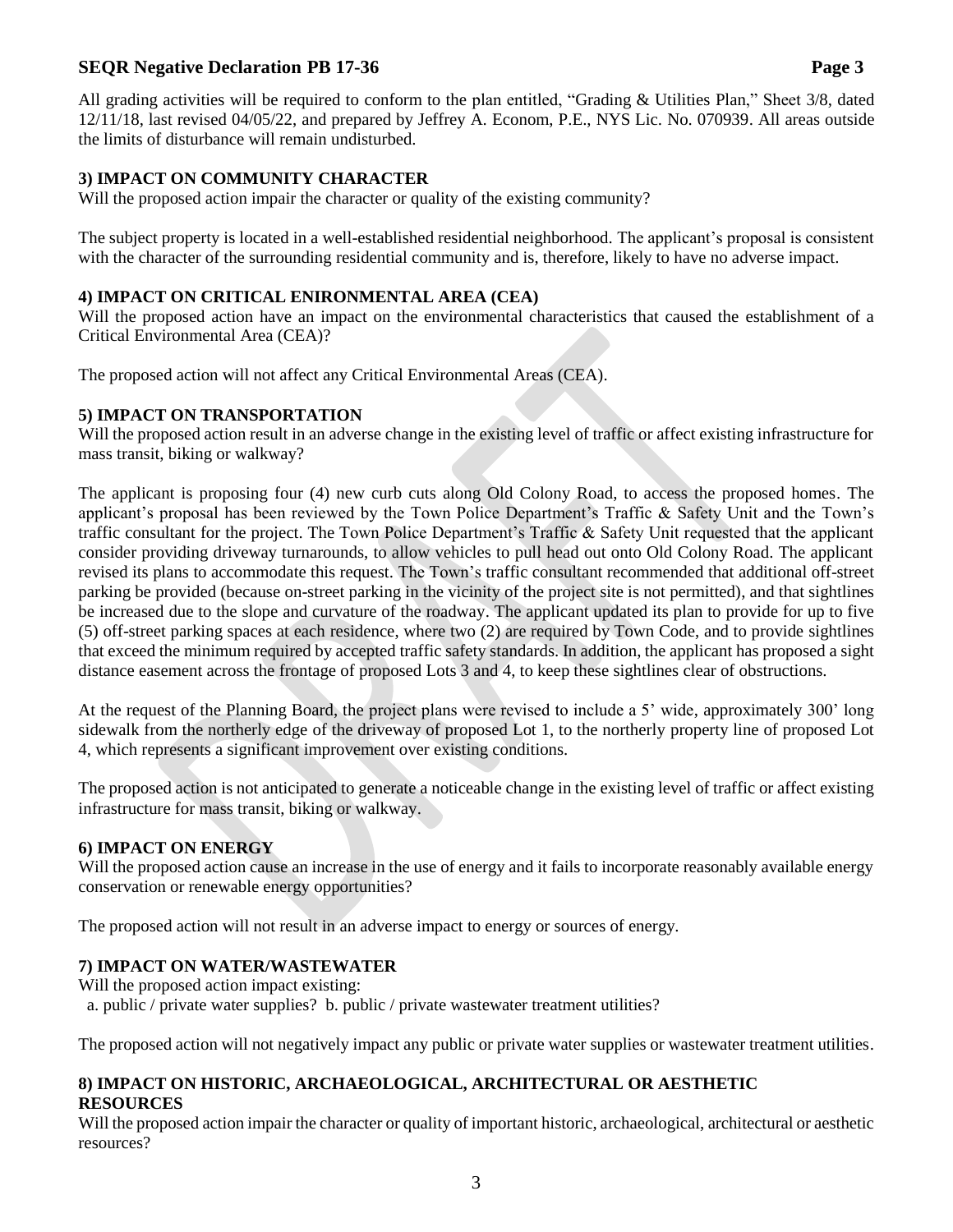All grading activities will be required to conform to the plan entitled, "Grading & Utilities Plan," Sheet 3/8, dated 12/11/18, last revised 04/05/22, and prepared by Jeffrey A. Econom, P.E., NYS Lic. No. 070939. All areas outside the limits of disturbance will remain undisturbed.

### 3) IMPACT ON COMMUNITY CHARACTER

Will the proposed action impair the character or quality of the existing community?

The subject property is located in a well-established residential neighborhood. The applicant's proposal is consistent with the character of the surrounding residential community and is, therefore, likely to have no adverse impact.

### 4) IMPACT ON CRITICAL ENIRONMENTAL AREA (CEA)

Will the proposed action have an impact on the environmental characteristics that caused the establishment of a Critical Environmental Area (CEA)?

The proposed action will not affect any Critical Environmental Areas (CEA).

### 5) IMPACT ON TRANSPORTATION

Will the proposed action result in an adverse change in the existing level of traffic or affect existing infrastructure for mass transit, biking or walkway?

The applicant is proposing four (4) new curb cuts along Old Colony Road, to access the proposed homes. The applicant's proposal has been reviewed by the Town Police Department's Traffic & Safety Unit and the Town's traffic consultant for the project. The Town Police Department's Traffic & Safety Unit requested that the applicant consider providing driveway turnarounds, to allow vehicles to pull head out onto Old Colony Road. The applicant revised its plans to accommodate this request. The Town's traffic consultant recommended that additional off-street parking be provided (because on-street parking in the vicinity of the project site is not permitted), and that sightlines be increased due to the slope and curvature of the roadway. The applicant updated its plan to provide for up to five (5) off-street parking spaces at each residence, where two (2) are required by Town Code, and to provide sightlines that exceed the minimum required by accepted traffic safety standards. In addition, the applicant has proposed a sight distance easement across the frontage of proposed Lots 3 and 4, to keep these sightlines clear of obstructions.

At the request of the Planning Board, the project plans were revised to include a 5' wide, approximately 300' long sidewalk from the northerly edge of the driveway of proposed Lot 1, to the northerly property line of proposed Lot 4, which represents a significant improvement over existing conditions.

The proposed action is not anticipated to generate a noticeable change in the existing level of traffic or affect existing infrastructure for mass transit, biking or walkway.

### 6) IMPACT ON ENERGY

Will the proposed action cause an increase in the use of energy and it fails to incorporate reasonably available energy conservation or renewable energy opportunities?

The proposed action will not result in an adverse impact to energy or sources of energy.

### 7) IMPACT ON WATER/WASTEWATER

Will the proposed action impact existing:
a. public / private water supplies? b. public / private wastewater treatment utilities?

The proposed action will not negatively impact any public or private water supplies or wastewater treatment utilities.

### 8) IMPACT ON HISTORIC, ARCHAEOLOGICAL, ARCHITECTURAL OR AESTHETIC RESOURCES

Will the proposed action impair the character or quality of important historic, archaeological, architectural or aesthetic resources?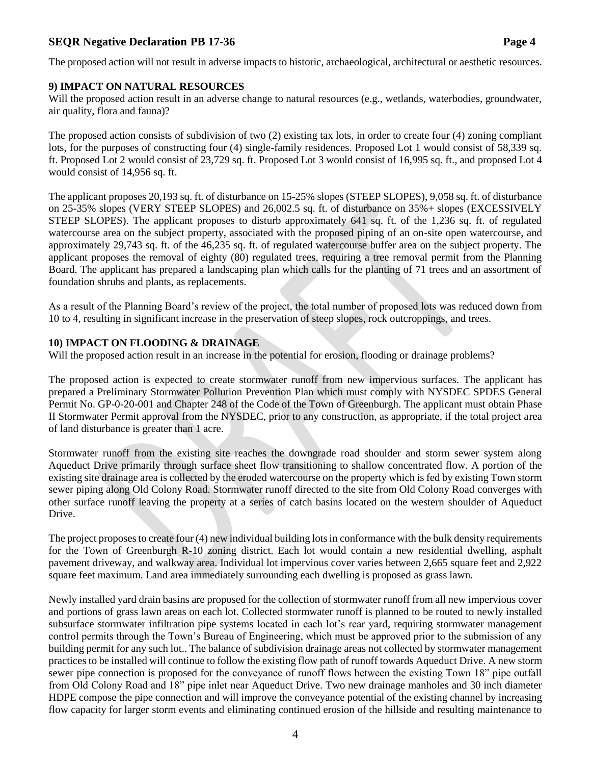The proposed action will not result in adverse impacts to historic, archaeological, architectural or aesthetic resources.

### 9) IMPACT ON NATURAL RESOURCES

Will the proposed action result in an adverse change to natural resources (e.g., wetlands, waterbodies, groundwater, air quality, flora and fauna)?

The proposed action consists of subdivision of two (2) existing tax lots, in order to create four (4) zoning compliant lots, for the purposes of constructing four (4) single-family residences. Proposed Lot 1 would consist of 58,339 sq. ft. Proposed Lot 2 would consist of 23,729 sq. ft. Proposed Lot 3 would consist of 16,995 sq. ft., and proposed Lot 4 would consist of 14,956 sq. ft.

The applicant proposes 20,193 sq. ft. of disturbance on 15-25% slopes (STEEP SLOPES), 9,058 sq. ft. of disturbance on 25-35% slopes (VERY STEEP SLOPES) and 26,002.5 sq. ft. of disturbance on 35%+ slopes (EXCESSIVELY STEEP SLOPES). The applicant proposes to disturb approximately 641 sq. ft. of the 1,236 sq. ft. of regulated watercourse area on the subject property, associated with the proposed piping of an on-site open watercourse, and approximately 29,743 sq. ft. of the 46,235 sq. ft. of regulated watercourse buffer area on the subject property. The applicant proposes the removal of eighty (80) regulated trees, requiring a tree removal permit from the Planning Board. The applicant has prepared a landscaping plan which calls for the planting of 71 trees and an assortment of foundation shrubs and plants, as replacements.

As a result of the Planning Board's review of the project, the total number of proposed lots was reduced down from 10 to 4, resulting in significant increase in the preservation of steep slopes, rock outcroppings, and trees.

### 10) IMPACT ON FLOODING & DRAINAGE

Will the proposed action result in an increase in the potential for erosion, flooding or drainage problems?

The proposed action is expected to create stormwater runoff from new impervious surfaces. The applicant has prepared a Preliminary Stormwater Pollution Prevention Plan which must comply with NYSDEC SPDES General Permit No. GP-0-20-001 and Chapter 248 of the Code of the Town of Greenburgh. The applicant must obtain Phase II Stormwater Permit approval from the NYSDEC, prior to any construction, as appropriate, if the total project area of land disturbance is greater than 1 acre.

Stormwater runoff from the existing site reaches the downgrade road shoulder and storm sewer system along Aqueduct Drive primarily through surface sheet flow transitioning to shallow concentrated flow. A portion of the existing site drainage area is collected by the eroded watercourse on the property which is fed by existing Town storm sewer piping along Old Colony Road. Stormwater runoff directed to the site from Old Colony Road converges with other surface runoff leaving the property at a series of catch basins located on the western shoulder of Aqueduct Drive.

The project proposes to create four (4) new individual building lots in conformance with the bulk density requirements for the Town of Greenburgh R-10 zoning district. Each lot would contain a new residential dwelling, asphalt pavement driveway, and walkway area. Individual lot impervious cover varies between 2,665 square feet and 2,922 square feet maximum. Land area immediately surrounding each dwelling is proposed as grass lawn.

Newly installed yard drain basins are proposed for the collection of stormwater runoff from all new impervious cover and portions of grass lawn areas on each lot. Collected stormwater runoff is planned to be routed to newly installed subsurface stormwater infiltration pipe systems located in each lot's rear yard, requiring stormwater management control permits through the Town's Bureau of Engineering, which must be approved prior to the submission of any building permit for any such lot.. The balance of subdivision drainage areas not collected by stormwater management practices to be installed will continue to follow the existing flow path of runoff towards Aqueduct Drive. A new storm sewer pipe connection is proposed for the conveyance of runoff flows between the existing Town 18" pipe outfall from Old Colony Road and 18" pipe inlet near Aqueduct Drive. Two new drainage manholes and 30 inch diameter HDPE compose the pipe connection and will improve the conveyance potential of the existing channel by increasing flow capacity for larger storm events and eliminating continued erosion of the hillside and resulting maintenance to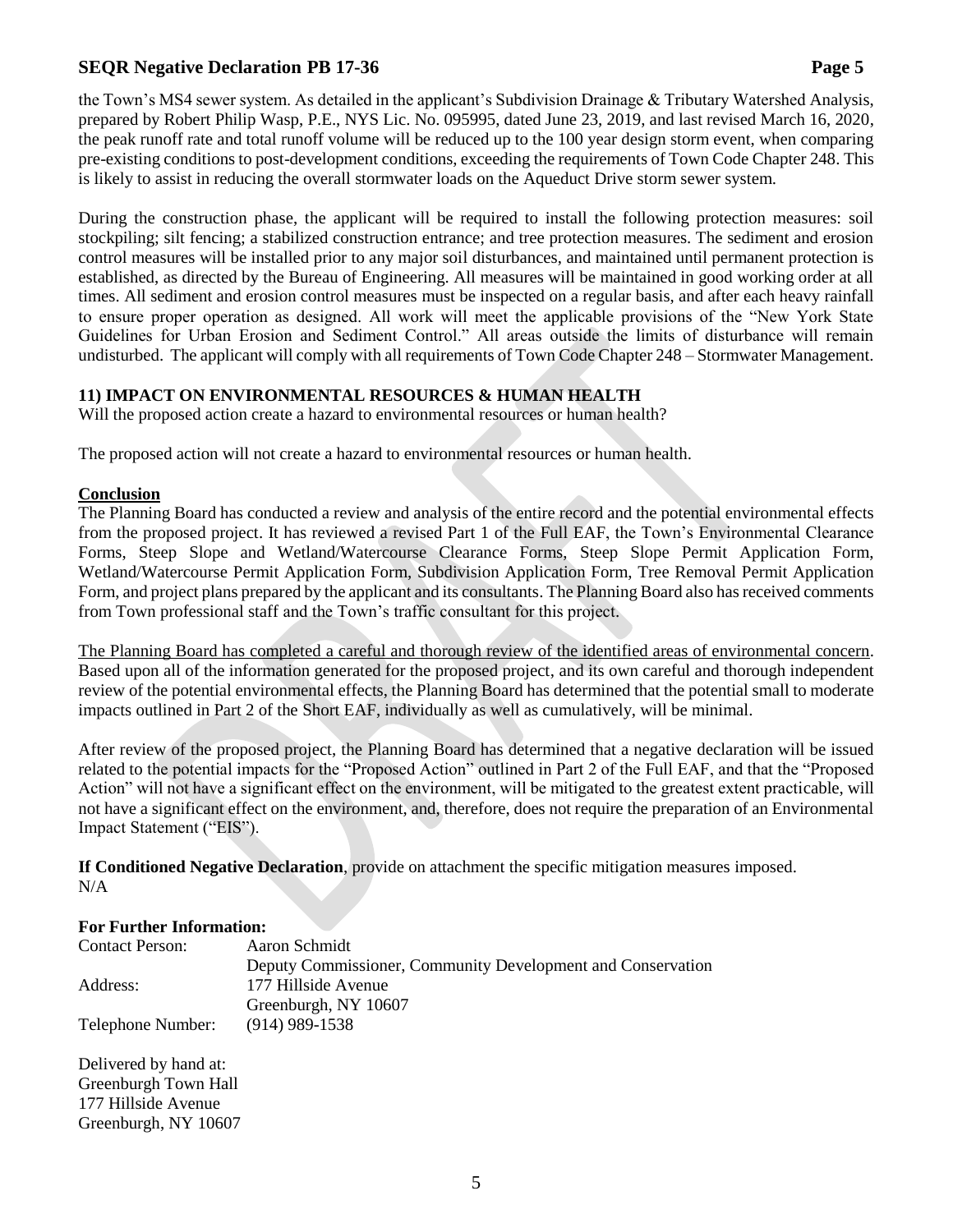the Town's MS4 sewer system. As detailed in the applicant's Subdivision Drainage & Tributary Watershed Analysis, prepared by Robert Philip Wasp, P.E., NYS Lic. No. 095995, dated June 23, 2019, and last revised March 16, 2020, the peak runoff rate and total runoff volume will be reduced up to the 100 year design storm event, when comparing pre-existing conditions to post-development conditions, exceeding the requirements of Town Code Chapter 248. This is likely to assist in reducing the overall stormwater loads on the Aqueduct Drive storm sewer system.

During the construction phase, the applicant will be required to install the following protection measures: soil stockpiling; silt fencing; a stabilized construction entrance; and tree protection measures. The sediment and erosion control measures will be installed prior to any major soil disturbances, and maintained until permanent protection is established, as directed by the Bureau of Engineering. All measures will be maintained in good working order at all times. All sediment and erosion control measures must be inspected on a regular basis, and after each heavy rainfall to ensure proper operation as designed. All work will meet the applicable provisions of the "New York State Guidelines for Urban Erosion and Sediment Control." All areas outside the limits of disturbance will remain undisturbed. The applicant will comply with all requirements of Town Code Chapter 248 – Stormwater Management.

**11) IMPACT ON ENVIRONMENTAL RESOURCES & HUMAN HEALTH**

Will the proposed action create a hazard to environmental resources or human health?

The proposed action will not create a hazard to environmental resources or human health.

**Conclusion**

The Planning Board has conducted a review and analysis of the entire record and the potential environmental effects from the proposed project. It has reviewed a revised Part 1 of the Full EAF, the Town's Environmental Clearance Forms, Steep Slope and Wetland/Watercourse Clearance Forms, Steep Slope Permit Application Form, Wetland/Watercourse Permit Application Form, Subdivision Application Form, Tree Removal Permit Application Form, and project plans prepared by the applicant and its consultants. The Planning Board also has received comments from Town professional staff and the Town's traffic consultant for this project.

The Planning Board has completed a careful and thorough review of the identified areas of environmental concern. Based upon all of the information generated for the proposed project, and its own careful and thorough independent review of the potential environmental effects, the Planning Board has determined that the potential small to moderate impacts outlined in Part 2 of the Short EAF, individually as well as cumulatively, will be minimal.

After review of the proposed project, the Planning Board has determined that a negative declaration will be issued related to the potential impacts for the "Proposed Action" outlined in Part 2 of the Full EAF, and that the "Proposed Action" will not have a significant effect on the environment, will be mitigated to the greatest extent practicable, will not have a significant effect on the environment, and, therefore, does not require the preparation of an Environmental Impact Statement ("EIS").

**If Conditioned Negative Declaration**, provide on attachment the specific mitigation measures imposed.
N/A

**For Further Information:**

| | |
|---|---|
| Contact Person: | Aaron Schmidt<br>Deputy Commissioner, Community Development and Conservation |
| Address: | 177 Hillside Avenue<br>Greenburgh, NY 10607 |
| Telephone Number: | (914) 989-1538 |

Delivered by hand at:
Greenburgh Town Hall
177 Hillside Avenue
Greenburgh, NY 10607